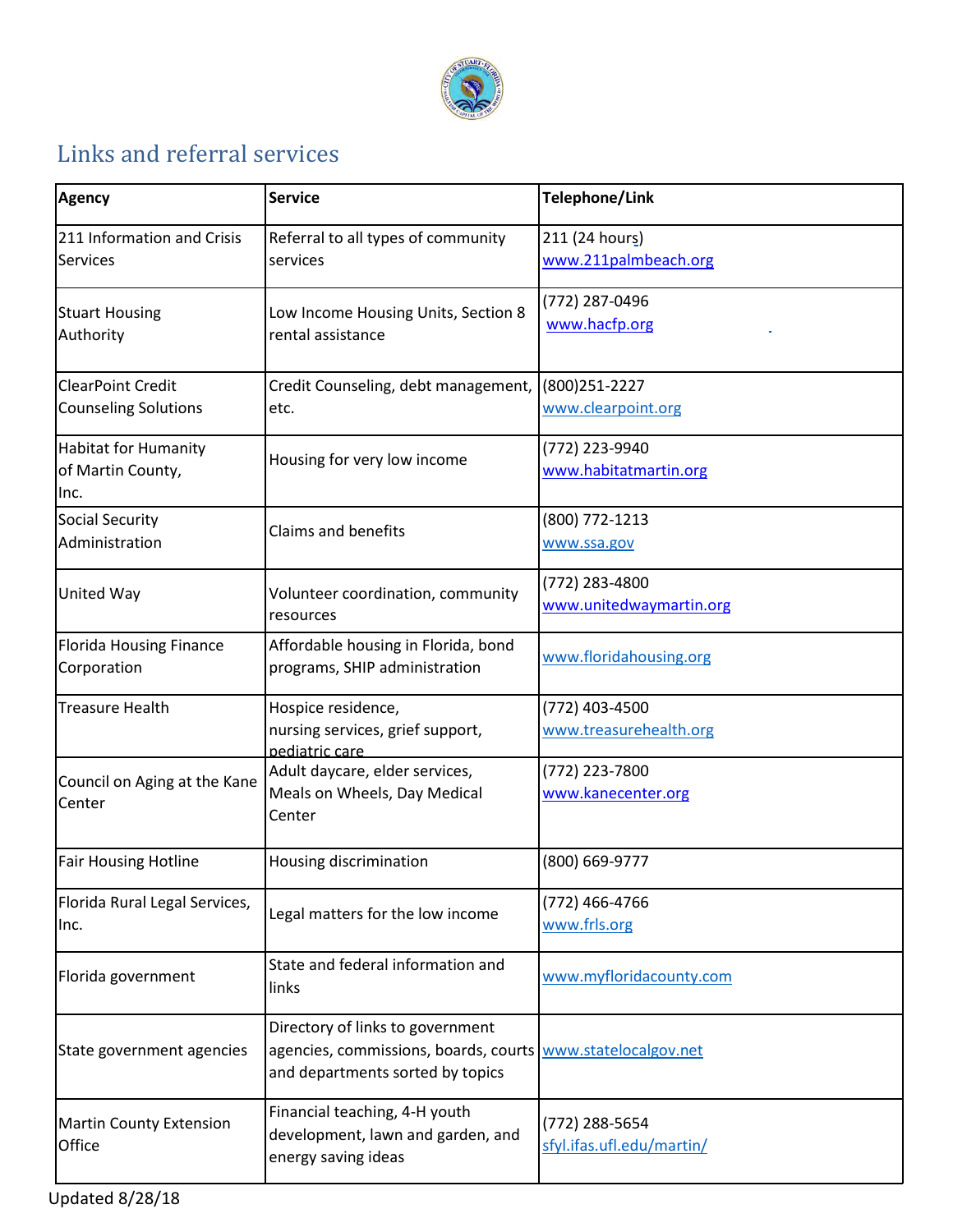## Links and referral services

| Agency | Service | Telephone/Link |
|---|---|---|
| 211 Information and Crisis Services | Referral to all types of community services | 211 (24 hours) www.211palmbeach.org |
| Stuart Housing Authority | Low Income Housing Units, Section 8 rental assistance | (772) 287-0496 www.hacfp.org |
| ClearPoint Credit Counseling Solutions | Credit Counseling, debt management, etc. | (800)251-2227 www.clearpoint.org |
| Habitat for Humanity of Martin County, Inc. | Housing for very low income | (772) 223-9940 www.habitatmartin.org |
| Social Security Administration | Claims and benefits | (800) 772-1213 www.ssa.gov |
| United Way | Volunteer coordination, community resources | (772) 283-4800 www.unitedwaymartin.org |
| Florida Housing Finance Corporation | Affordable housing in Florida, bond programs, SHIP administration | www.floridahousing.org |
| Treasure Health | Hospice residence, nursing services, grief support, pediatric care | (772) 403-4500 www.treasurehealth.org |
| Council on Aging at the Kane Center | Adult daycare, elder services, Meals on Wheels, Day Medical Center | (772) 223-7800 www.kanecenter.org |
| Fair Housing Hotline | Housing discrimination | (800) 669-9777 |
| Florida Rural Legal Services, Inc. | Legal matters for the low income | (772) 466-4766 www.frls.org |
| Florida government | State and federal information and links | www.myfloridacounty.com |
| State government agencies | Directory of links to government agencies, commissions, boards, courts and departments sorted by topics | www.statelocalgov.net |
| Martin County Extension Office | Financial teaching, 4-H youth development, lawn and garden, and energy saving ideas | (772) 288-5654 sfyl.ifas.ufl.edu/martin/ |

Updated 8/28/18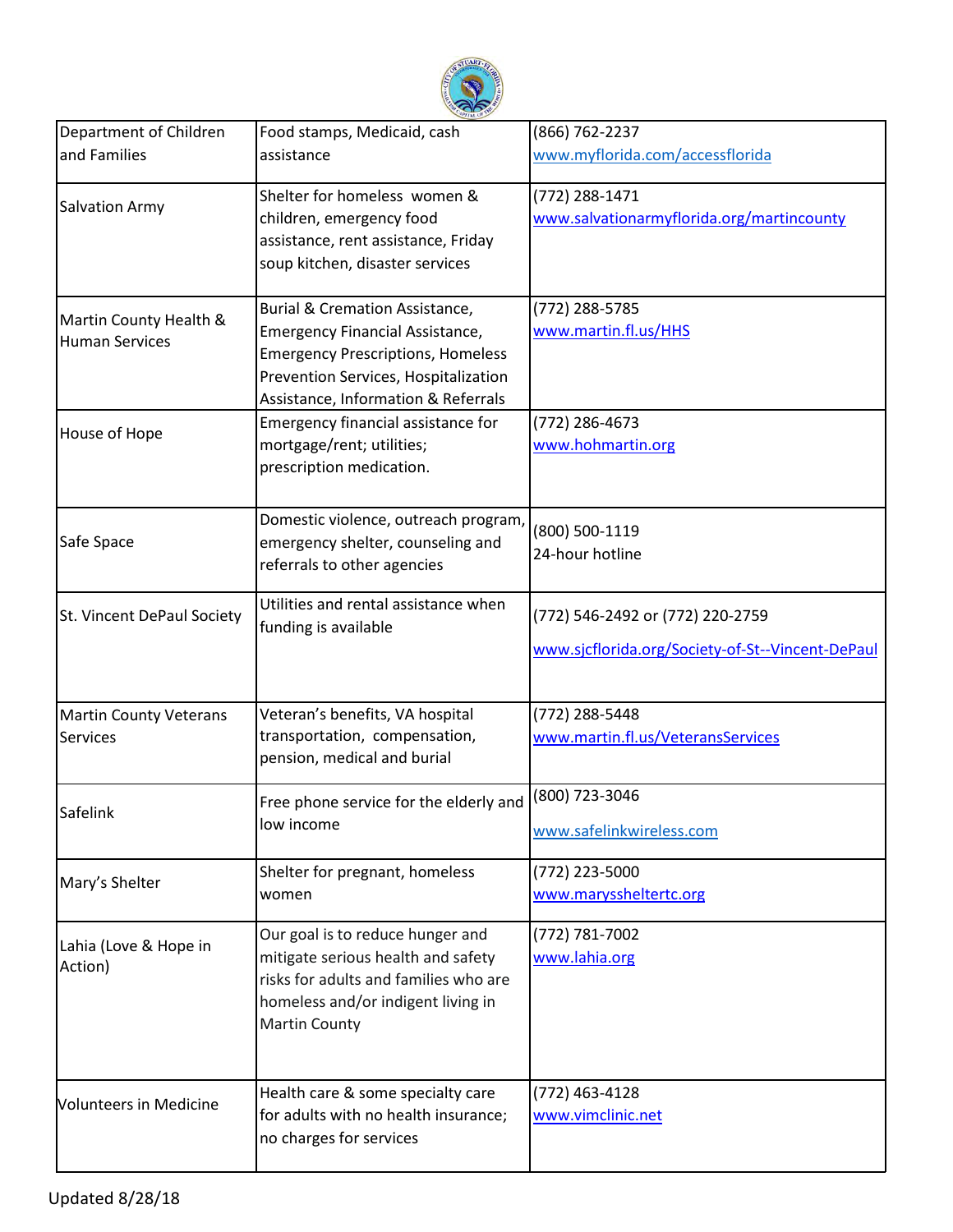| | | |
|---|---|---|
| Department of Children and Families | Food stamps, Medicaid, cash assistance | (866) 762-2237 www.myflorida.com/accessflorida |
| Salvation Army | Shelter for homeless women & children, emergency food assistance, rent assistance, Friday soup kitchen, disaster services | (772) 288-1471 www.salvationarmyflorida.org/martincounty |
| Martin County Health & Human Services | Burial & Cremation Assistance, Emergency Financial Assistance, Emergency Prescriptions, Homeless Prevention Services, Hospitalization Assistance, Information & Referrals | (772) 288-5785 www.martin.fl.us/HHS |
| House of Hope | Emergency financial assistance for mortgage/rent; utilities; prescription medication. | (772) 286-4673 www.hohmartin.org |
| Safe Space | Domestic violence, outreach program, emergency shelter, counseling and referrals to other agencies | (800) 500-1119 24-hour hotline |
| St. Vincent DePaul Society | Utilities and rental assistance when funding is available | (772) 546-2492 or (772) 220-2759 www.sjcflorida.org/Society-of-St--Vincent-DePaul |
| Martin County Veterans Services | Veteran's benefits, VA hospital transportation, compensation, pension, medical and burial | (772) 288-5448 www.martin.fl.us/VeteransServices |
| Safelink | Free phone service for the elderly and low income | (800) 723-3046 www.safelinkwireless.com |
| Mary's Shelter | Shelter for pregnant, homeless women | (772) 223-5000 www.maryssheltertc.org |
| Lahia (Love & Hope in Action) | Our goal is to reduce hunger and mitigate serious health and safety risks for adults and families who are homeless and/or indigent living in Martin County | (772) 781-7002 www.lahia.org |
| Volunteers in Medicine | Health care & some specialty care for adults with no health insurance; no charges for services | (772) 463-4128 www.vimclinic.net |

Updated 8/28/18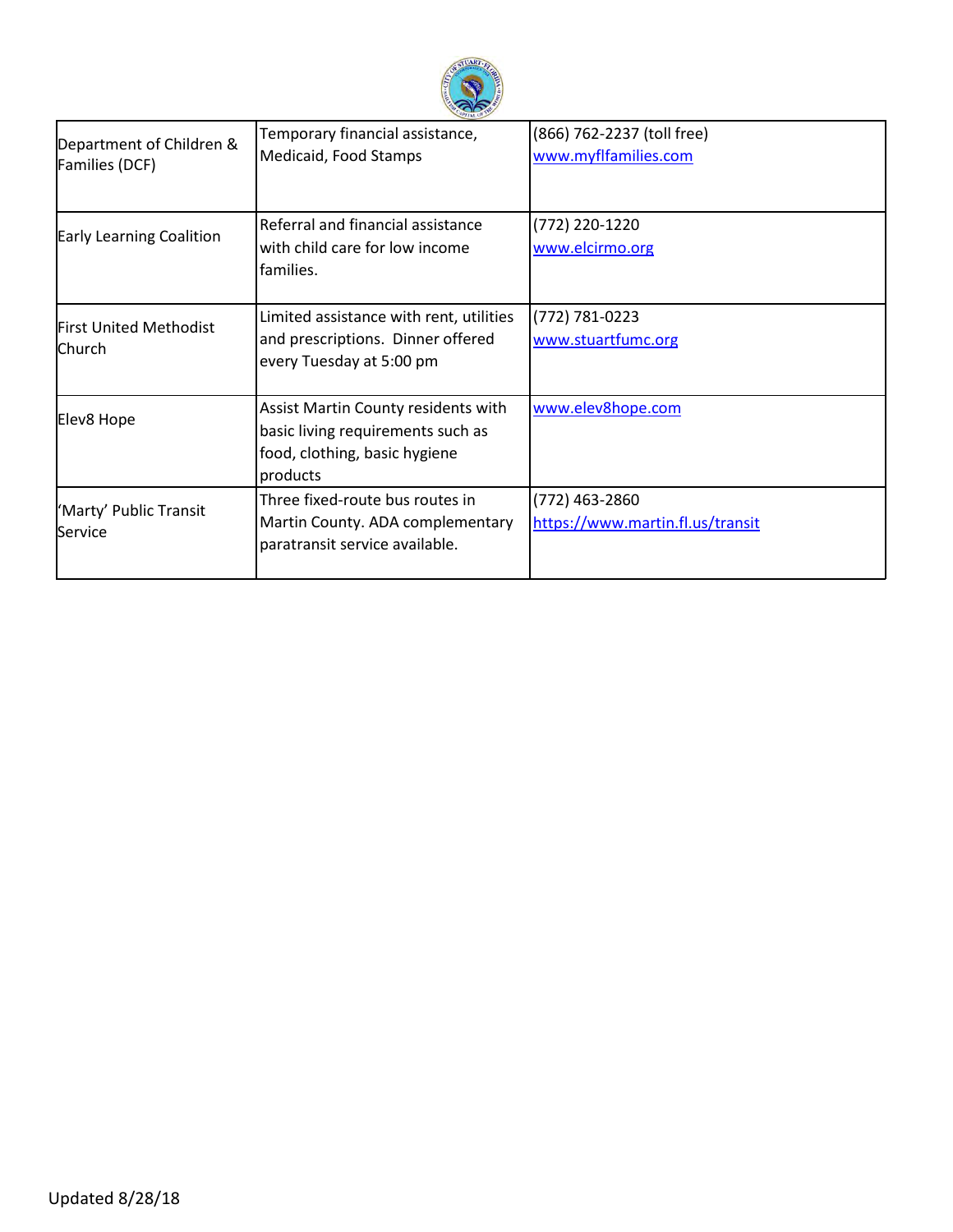| | | |
|---|---|---|
| Department of Children & Families (DCF) | Temporary financial assistance, Medicaid, Food Stamps | (866) 762-2237 (toll free) www.myflfamilies.com |
| Early Learning Coalition | Referral and financial assistance with child care for low income families. | (772) 220-1220 www.elcirmo.org |
| First United Methodist Church | Limited assistance with rent, utilities and prescriptions. Dinner offered every Tuesday at 5:00 pm | (772) 781-0223 www.stuartfumc.org |
| Elev8 Hope | Assist Martin County residents with basic living requirements such as food, clothing, basic hygiene products | www.elev8hope.com |
| 'Marty' Public Transit Service | Three fixed-route bus routes in Martin County. ADA complementary paratransit service available. | (772) 463-2860 https://www.martin.fl.us/transit |

Updated 8/28/18